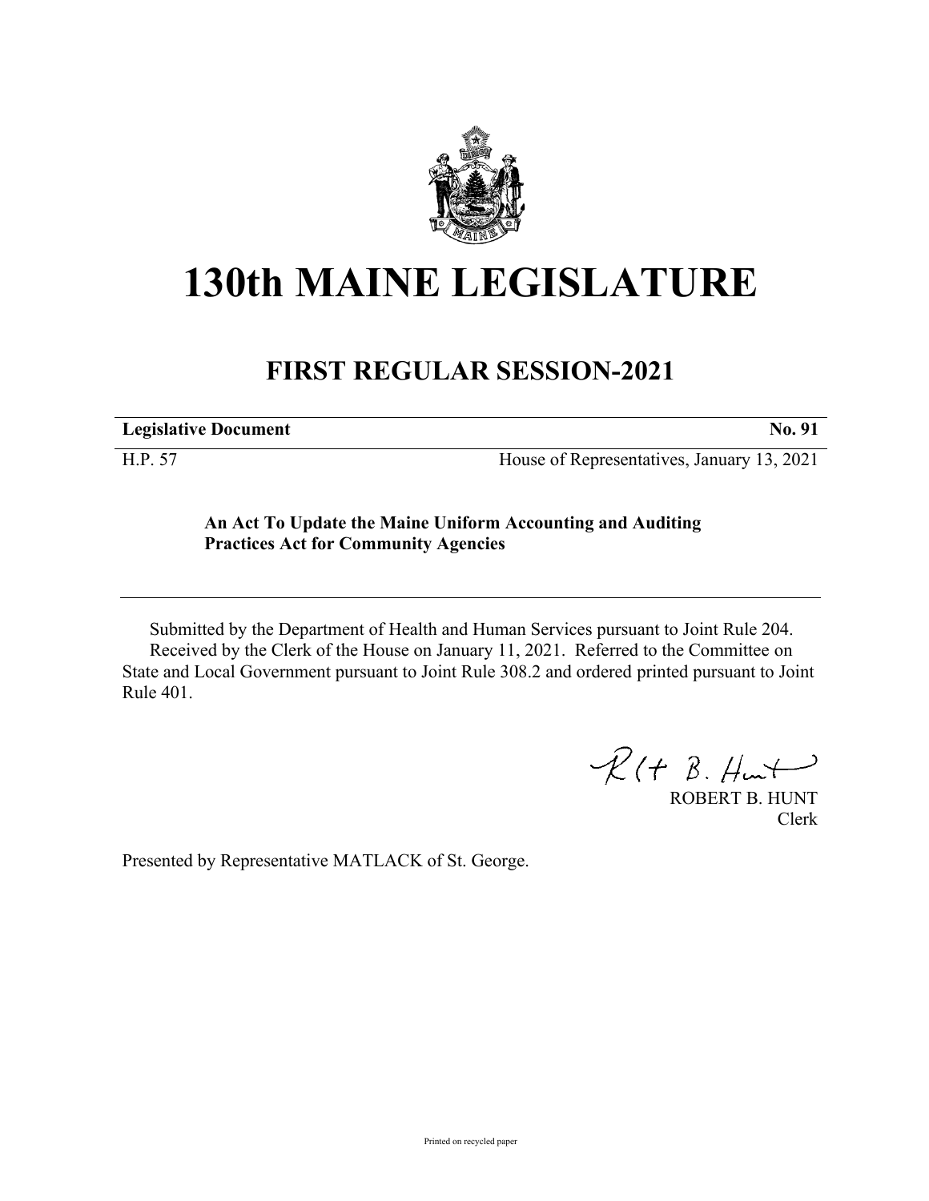# 130th MAINE LEGISLATURE

## FIRST REGULAR SESSION-2021

| **Legislative Document** | **No. 91** |
|---|---|
| H.P. 57 | House of Representatives, January 13, 2021 |

**An Act To Update the Maine Uniform Accounting and Auditing Practices Act for Community Agencies**

Submitted by the Department of Health and Human Services pursuant to Joint Rule 204.

Received by the Clerk of the House on January 11, 2021. Referred to the Committee on State and Local Government pursuant to Joint Rule 308.2 and ordered printed pursuant to Joint Rule 401.

ROBERT B. HUNT
Clerk

Presented by Representative MATLACK of St. George.

Printed on recycled paper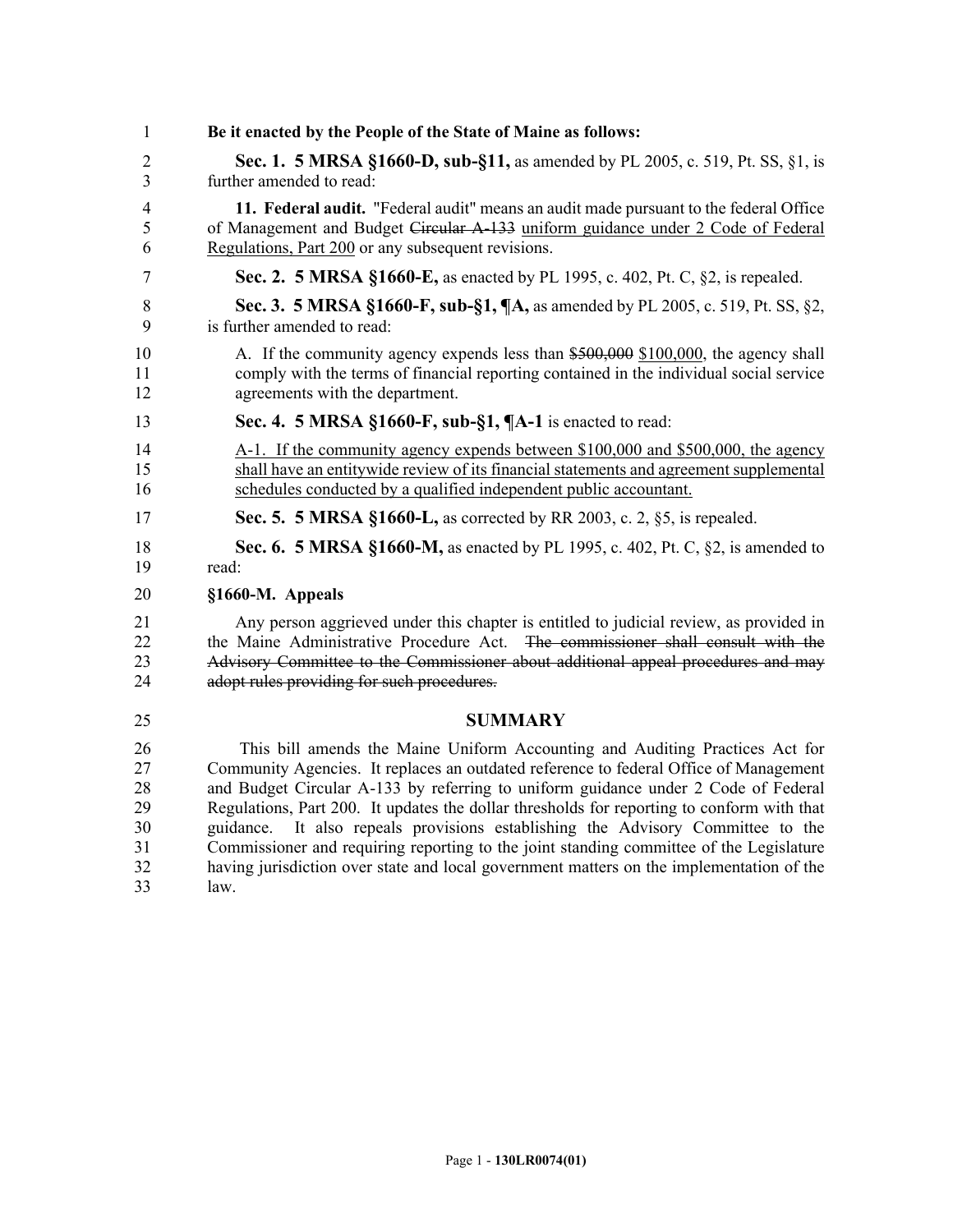**Be it enacted by the People of the State of Maine as follows:**

**Sec. 1. 5 MRSA §1660-D, sub-§11,** as amended by PL 2005, c. 519, Pt. SS, §1, is further amended to read:

**11. Federal audit.** "Federal audit" means an audit made pursuant to the federal Office of Management and Budget ~~Circular A-133~~ uniform guidance under 2 Code of Federal Regulations, Part 200 or any subsequent revisions.

**Sec. 2. 5 MRSA §1660-E,** as enacted by PL 1995, c. 402, Pt. C, §2, is repealed.

**Sec. 3. 5 MRSA §1660-F, sub-§1, ¶A,** as amended by PL 2005, c. 519, Pt. SS, §2, is further amended to read:

A. If the community agency expends less than ~~$500,000~~ $100,000, the agency shall comply with the terms of financial reporting contained in the individual social service agreements with the department.

**Sec. 4. 5 MRSA §1660-F, sub-§1, ¶A-1** is enacted to read:

A-1. If the community agency expends between $100,000 and $500,000, the agency shall have an entitywide review of its financial statements and agreement supplemental schedules conducted by a qualified independent public accountant.

**Sec. 5. 5 MRSA §1660-L,** as corrected by RR 2003, c. 2, §5, is repealed.

**Sec. 6. 5 MRSA §1660-M,** as enacted by PL 1995, c. 402, Pt. C, §2, is amended to read:

**§1660-M. Appeals**

Any person aggrieved under this chapter is entitled to judicial review, as provided in the Maine Administrative Procedure Act. ~~The commissioner shall consult with the Advisory Committee to the Commissioner about additional appeal procedures and may adopt rules providing for such procedures.~~

## SUMMARY

This bill amends the Maine Uniform Accounting and Auditing Practices Act for Community Agencies. It replaces an outdated reference to federal Office of Management and Budget Circular A-133 by referring to uniform guidance under 2 Code of Federal Regulations, Part 200. It updates the dollar thresholds for reporting to conform with that guidance. It also repeals provisions establishing the Advisory Committee to the Commissioner and requiring reporting to the joint standing committee of the Legislature having jurisdiction over state and local government matters on the implementation of the law.